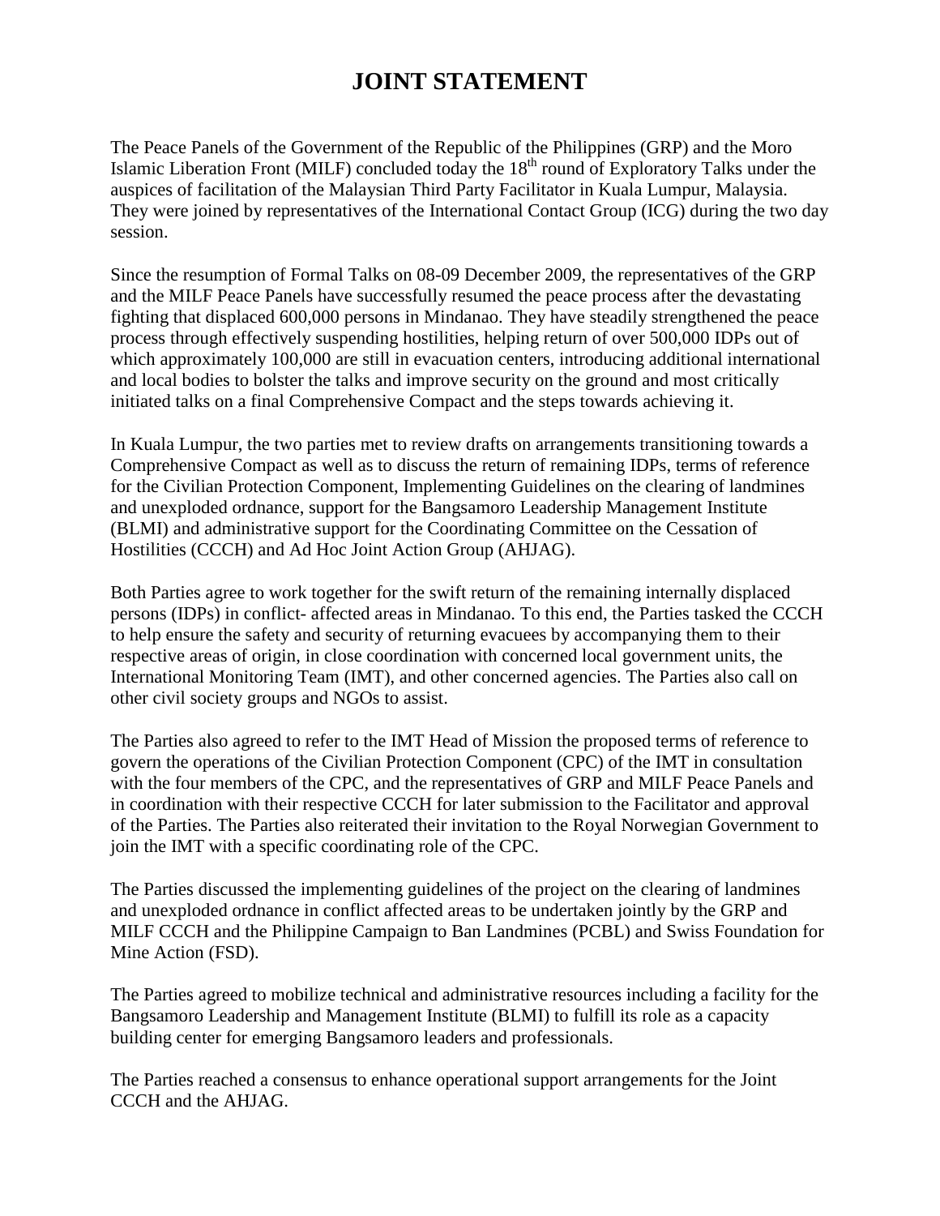# JOINT STATEMENT

The Peace Panels of the Government of the Republic of the Philippines (GRP) and the Moro Islamic Liberation Front (MILF) concluded today the 18th round of Exploratory Talks under the auspices of facilitation of the Malaysian Third Party Facilitator in Kuala Lumpur, Malaysia. They were joined by representatives of the International Contact Group (ICG) during the two day session.

Since the resumption of Formal Talks on 08-09 December 2009, the representatives of the GRP and the MILF Peace Panels have successfully resumed the peace process after the devastating fighting that displaced 600,000 persons in Mindanao. They have steadily strengthened the peace process through effectively suspending hostilities, helping return of over 500,000 IDPs out of which approximately 100,000 are still in evacuation centers, introducing additional international and local bodies to bolster the talks and improve security on the ground and most critically initiated talks on a final Comprehensive Compact and the steps towards achieving it.

In Kuala Lumpur, the two parties met to review drafts on arrangements transitioning towards a Comprehensive Compact as well as to discuss the return of remaining IDPs, terms of reference for the Civilian Protection Component, Implementing Guidelines on the clearing of landmines and unexploded ordnance, support for the Bangsamoro Leadership Management Institute (BLMI) and administrative support for the Coordinating Committee on the Cessation of Hostilities (CCCH) and Ad Hoc Joint Action Group (AHJAG).

Both Parties agree to work together for the swift return of the remaining internally displaced persons (IDPs) in conflict- affected areas in Mindanao. To this end, the Parties tasked the CCCH to help ensure the safety and security of returning evacuees by accompanying them to their respective areas of origin, in close coordination with concerned local government units, the International Monitoring Team (IMT), and other concerned agencies. The Parties also call on other civil society groups and NGOs to assist.

The Parties also agreed to refer to the IMT Head of Mission the proposed terms of reference to govern the operations of the Civilian Protection Component (CPC) of the IMT in consultation with the four members of the CPC, and the representatives of GRP and MILF Peace Panels and in coordination with their respective CCCH for later submission to the Facilitator and approval of the Parties. The Parties also reiterated their invitation to the Royal Norwegian Government to join the IMT with a specific coordinating role of the CPC.

The Parties discussed the implementing guidelines of the project on the clearing of landmines and unexploded ordnance in conflict affected areas to be undertaken jointly by the GRP and MILF CCCH and the Philippine Campaign to Ban Landmines (PCBL) and Swiss Foundation for Mine Action (FSD).

The Parties agreed to mobilize technical and administrative resources including a facility for the Bangsamoro Leadership and Management Institute (BLMI) to fulfill its role as a capacity building center for emerging Bangsamoro leaders and professionals.

The Parties reached a consensus to enhance operational support arrangements for the Joint CCCH and the AHJAG.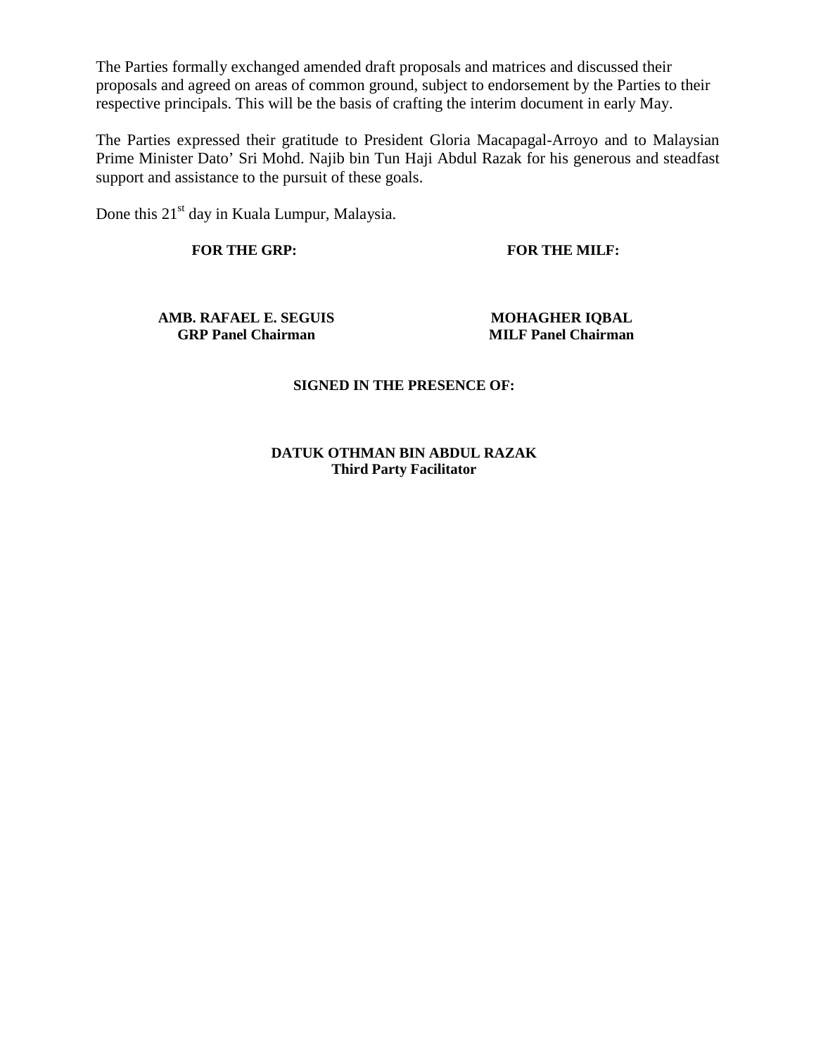The Parties formally exchanged amended draft proposals and matrices and discussed their proposals and agreed on areas of common ground, subject to endorsement by the Parties to their respective principals. This will be the basis of crafting the interim document in early May.

The Parties expressed their gratitude to President Gloria Macapagal-Arroyo and to Malaysian Prime Minister Dato' Sri Mohd. Najib bin Tun Haji Abdul Razak for his generous and steadfast support and assistance to the pursuit of these goals.

Done this 21st day in Kuala Lumpur, Malaysia.

**FOR THE GRP:**

**AMB. RAFAEL E. SEGUIS**
**GRP Panel Chairman**

**FOR THE MILF:**

**MOHAGHER IQBAL**
**MILF Panel Chairman**

**SIGNED IN THE PRESENCE OF:**

**DATUK OTHMAN BIN ABDUL RAZAK**
**Third Party Facilitator**